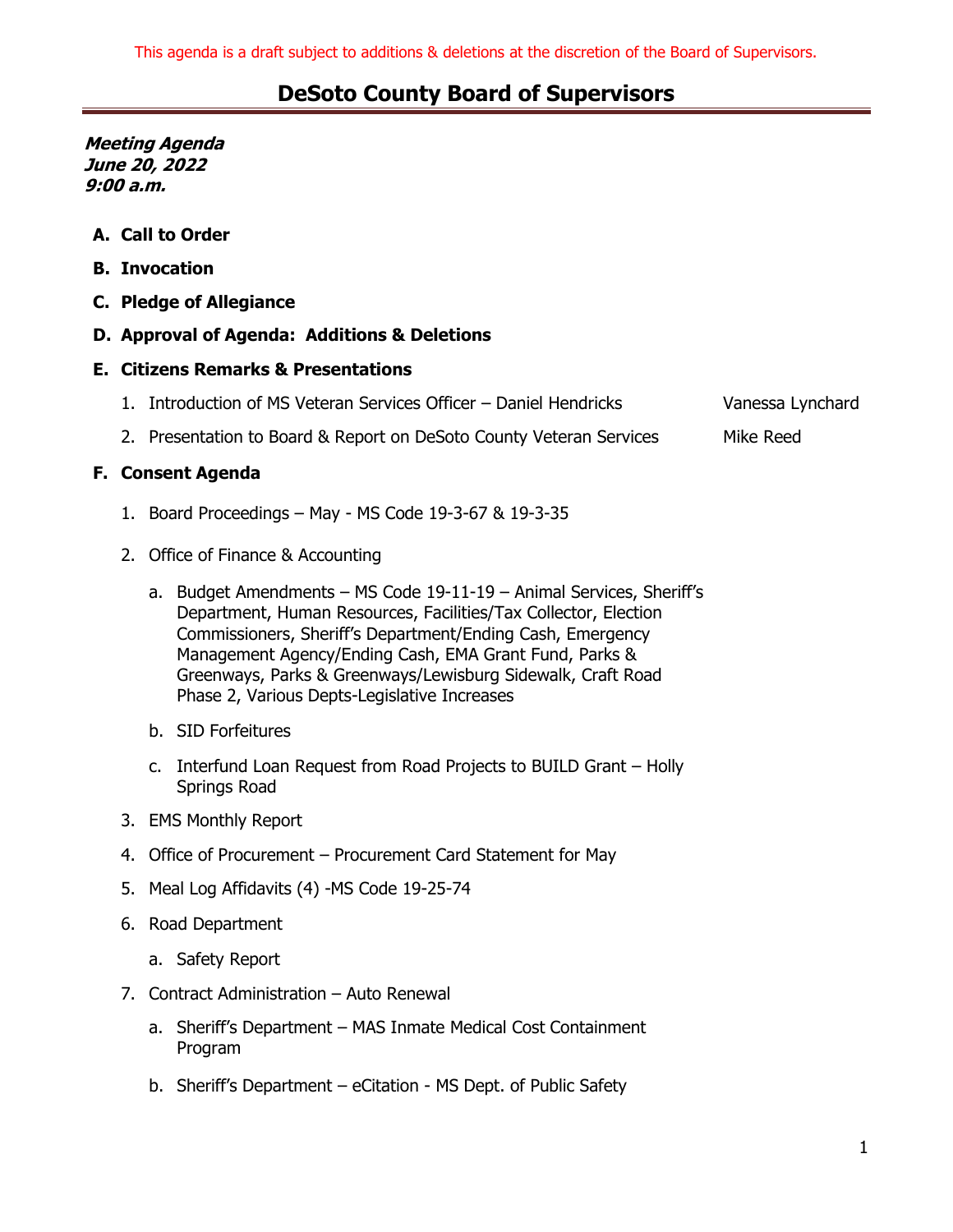This agenda is a draft subject to additions & deletions at the discretion of the Board of Supervisors.

# DeSoto County Board of Supervisors

***Meeting Agenda***
***June 20, 2022***
***9:00 a.m.***

**A. Call to Order**

**B. Invocation**

**C. Pledge of Allegiance**

**D. Approval of Agenda: Additions & Deletions**

**E. Citizens Remarks & Presentations**

1. Introduction of MS Veteran Services Officer – Daniel Hendricks — Vanessa Lynchard
2. Presentation to Board & Report on DeSoto County Veteran Services — Mike Reed

**F. Consent Agenda**

1. Board Proceedings – May - MS Code 19-3-67 & 19-3-35
2. Office of Finance & Accounting
   a. Budget Amendments – MS Code 19-11-19 – Animal Services, Sheriff's Department, Human Resources, Facilities/Tax Collector, Election Commissioners, Sheriff's Department/Ending Cash, Emergency Management Agency/Ending Cash, EMA Grant Fund, Parks & Greenways, Parks & Greenways/Lewisburg Sidewalk, Craft Road Phase 2, Various Depts-Legislative Increases
   b. SID Forfeitures
   c. Interfund Loan Request from Road Projects to BUILD Grant – Holly Springs Road
3. EMS Monthly Report
4. Office of Procurement – Procurement Card Statement for May
5. Meal Log Affidavits (4) -MS Code 19-25-74
6. Road Department
   a. Safety Report
7. Contract Administration – Auto Renewal
   a. Sheriff's Department – MAS Inmate Medical Cost Containment Program
   b. Sheriff's Department – eCitation - MS Dept. of Public Safety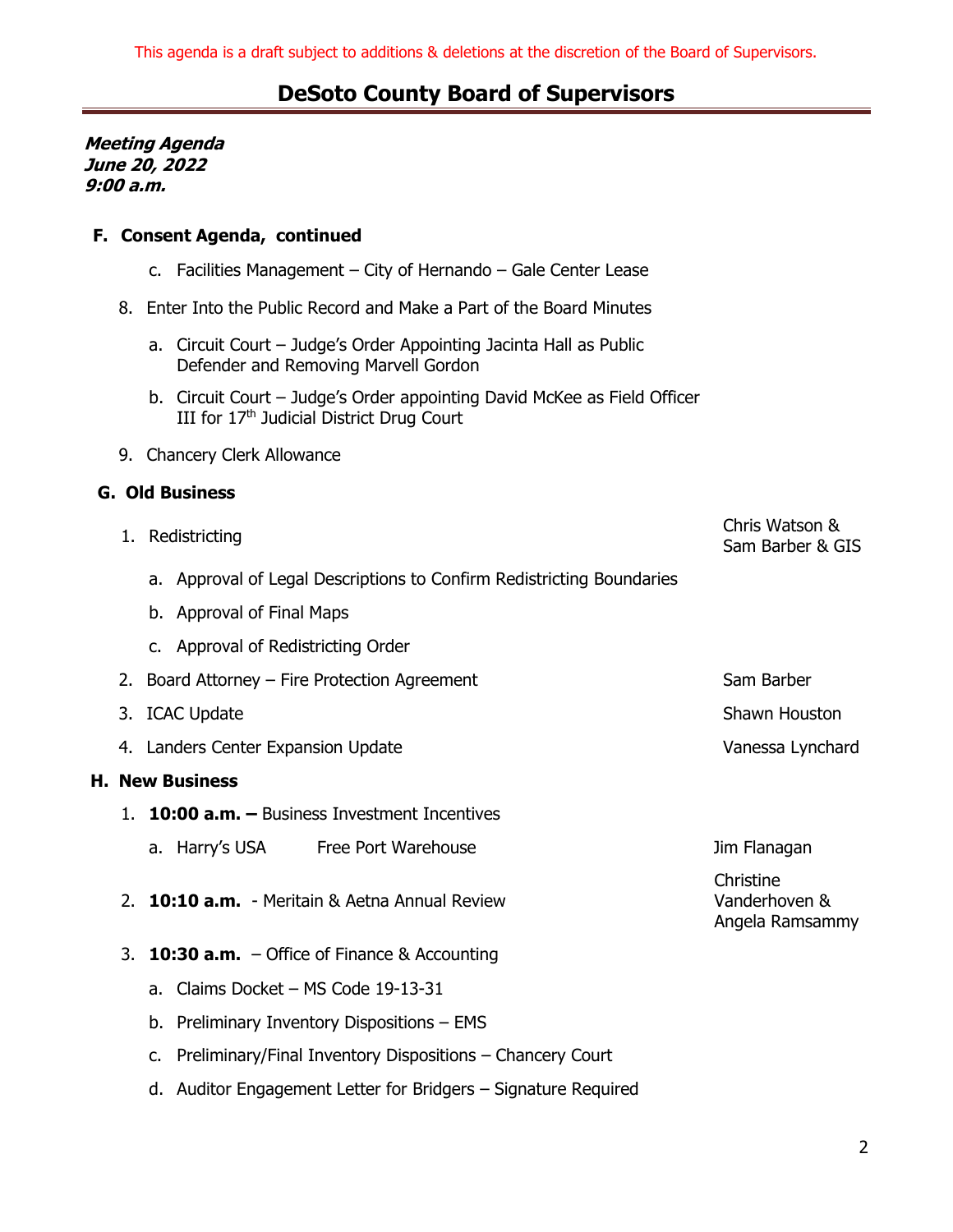This agenda is a draft subject to additions & deletions at the discretion of the Board of Supervisors.

# DeSoto County Board of Supervisors

***Meeting Agenda***
***June 20, 2022***
***9:00 a.m.***

**F. Consent Agenda, continued**

c. Facilities Management – City of Hernando – Gale Center Lease

8. Enter Into the Public Record and Make a Part of the Board Minutes

   a. Circuit Court – Judge's Order Appointing Jacinta Hall as Public Defender and Removing Marvell Gordon

   b. Circuit Court – Judge's Order appointing David McKee as Field Officer III for 17th Judicial District Drug Court

9. Chancery Clerk Allowance

**G. Old Business**

1. Redistricting — Chris Watson & Sam Barber & GIS

   a. Approval of Legal Descriptions to Confirm Redistricting Boundaries

   b. Approval of Final Maps

   c. Approval of Redistricting Order

2. Board Attorney – Fire Protection Agreement — Sam Barber

3. ICAC Update — Shawn Houston

4. Landers Center Expansion Update — Vanessa Lynchard

**H. New Business**

1. **10:00 a.m. –** Business Investment Incentives

   a. Harry's USA — Free Port Warehouse — Jim Flanagan

2. **10:10 a.m.** - Meritain & Aetna Annual Review — Christine Vanderhoven & Angela Ramsammy

3. **10:30 a.m.** – Office of Finance & Accounting

   a. Claims Docket – MS Code 19-13-31

   b. Preliminary Inventory Dispositions – EMS

   c. Preliminary/Final Inventory Dispositions – Chancery Court

   d. Auditor Engagement Letter for Bridgers – Signature Required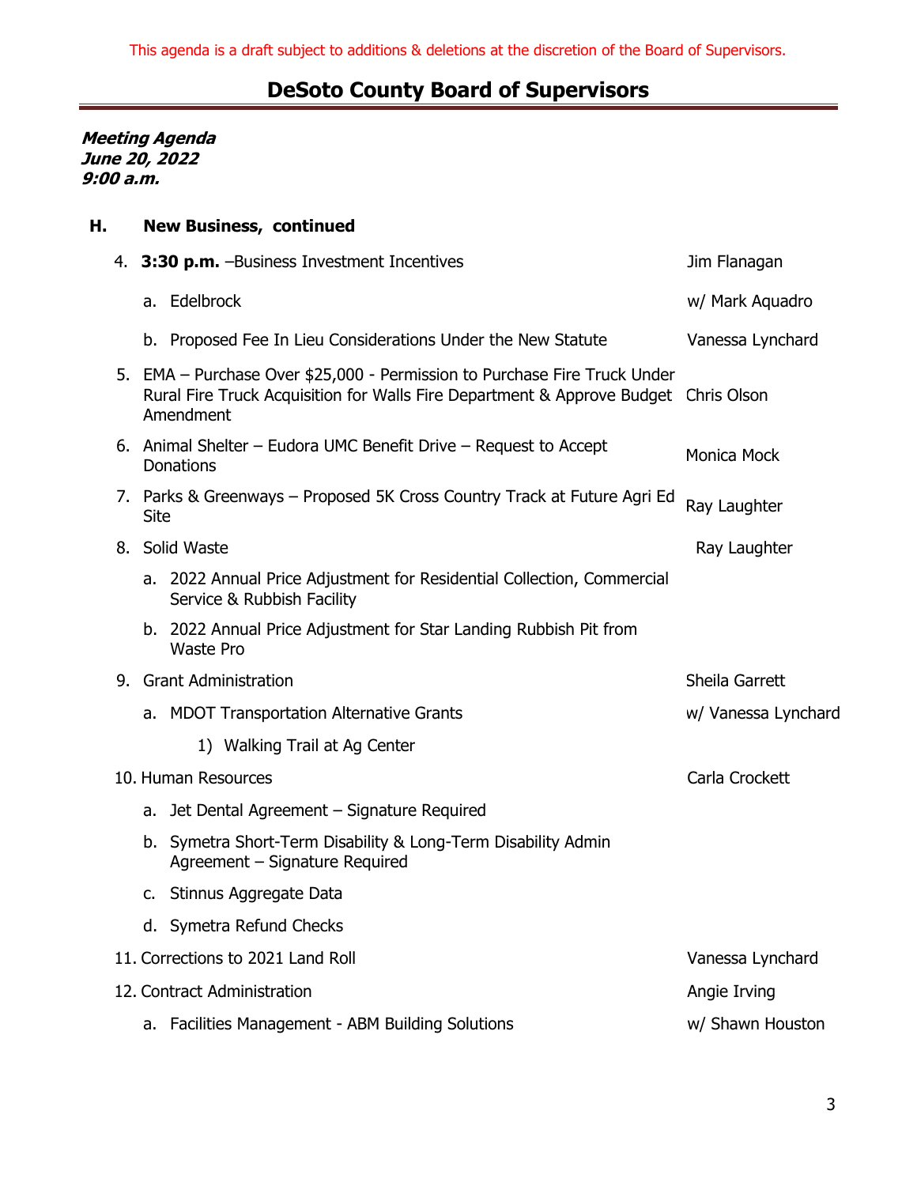This agenda is a draft subject to additions & deletions at the discretion of the Board of Supervisors.

# DeSoto County Board of Supervisors

***Meeting Agenda***
***June 20, 2022***
***9:00 a.m.***

## H. New Business, continued

4. **3:30 p.m.** –Business Investment Incentives — Jim Flanagan
   a. Edelbrock — w/ Mark Aquadro
   b. Proposed Fee In Lieu Considerations Under the New Statute — Vanessa Lynchard
5. EMA – Purchase Over $25,000 - Permission to Purchase Fire Truck Under Rural Fire Truck Acquisition for Walls Fire Department & Approve Budget Amendment — Chris Olson
6. Animal Shelter – Eudora UMC Benefit Drive – Request to Accept Donations — Monica Mock
7. Parks & Greenways – Proposed 5K Cross Country Track at Future Agri Ed Site — Ray Laughter
8. Solid Waste — Ray Laughter
   a. 2022 Annual Price Adjustment for Residential Collection, Commercial Service & Rubbish Facility
   b. 2022 Annual Price Adjustment for Star Landing Rubbish Pit from Waste Pro
9. Grant Administration — Sheila Garrett
   a. MDOT Transportation Alternative Grants — w/ Vanessa Lynchard
      1) Walking Trail at Ag Center
10. Human Resources — Carla Crockett
    a. Jet Dental Agreement – Signature Required
    b. Symetra Short-Term Disability & Long-Term Disability Admin Agreement – Signature Required
    c. Stinnus Aggregate Data
    d. Symetra Refund Checks
11. Corrections to 2021 Land Roll — Vanessa Lynchard
12. Contract Administration — Angie Irving
    a. Facilities Management - ABM Building Solutions — w/ Shawn Houston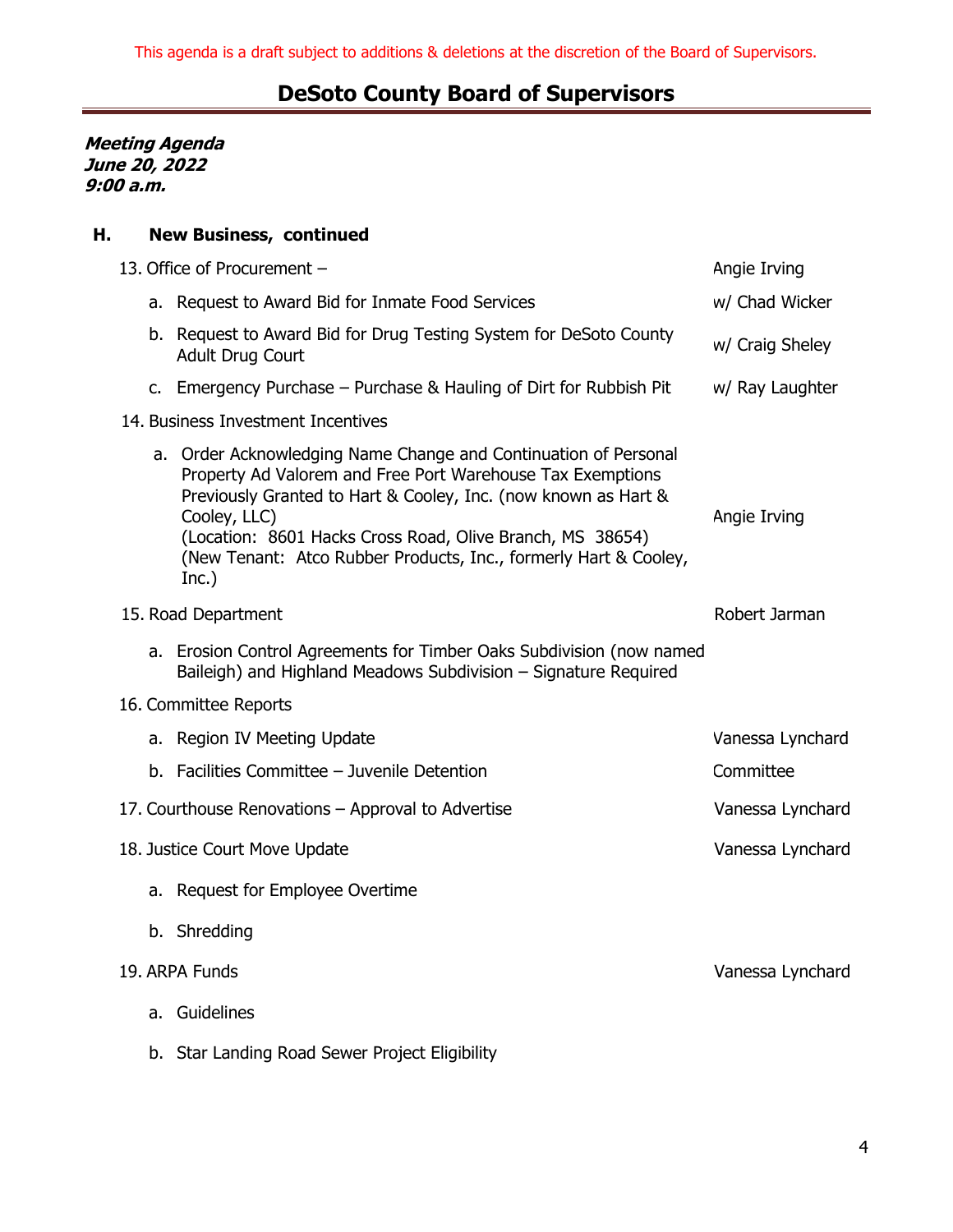This agenda is a draft subject to additions & deletions at the discretion of the Board of Supervisors.

# DeSoto County Board of Supervisors

***Meeting Agenda***
***June 20, 2022***
***9:00 a.m.***

## H. New Business, continued

13. Office of Procurement – — Angie Irving
    a. Request to Award Bid for Inmate Food Services — w/ Chad Wicker
    b. Request to Award Bid for Drug Testing System for DeSoto County Adult Drug Court — w/ Craig Sheley
    c. Emergency Purchase – Purchase & Hauling of Dirt for Rubbish Pit — w/ Ray Laughter

14. Business Investment Incentives
    a. Order Acknowledging Name Change and Continuation of Personal Property Ad Valorem and Free Port Warehouse Tax Exemptions Previously Granted to Hart & Cooley, Inc. (now known as Hart & Cooley, LLC) (Location: 8601 Hacks Cross Road, Olive Branch, MS 38654) (New Tenant: Atco Rubber Products, Inc., formerly Hart & Cooley, Inc.) — Angie Irving

15. Road Department — Robert Jarman
    a. Erosion Control Agreements for Timber Oaks Subdivision (now named Baileigh) and Highland Meadows Subdivision – Signature Required

16. Committee Reports
    a. Region IV Meeting Update — Vanessa Lynchard
    b. Facilities Committee – Juvenile Detention — Committee

17. Courthouse Renovations – Approval to Advertise — Vanessa Lynchard

18. Justice Court Move Update — Vanessa Lynchard
    a. Request for Employee Overtime
    b. Shredding

19. ARPA Funds — Vanessa Lynchard
    a. Guidelines
    b. Star Landing Road Sewer Project Eligibility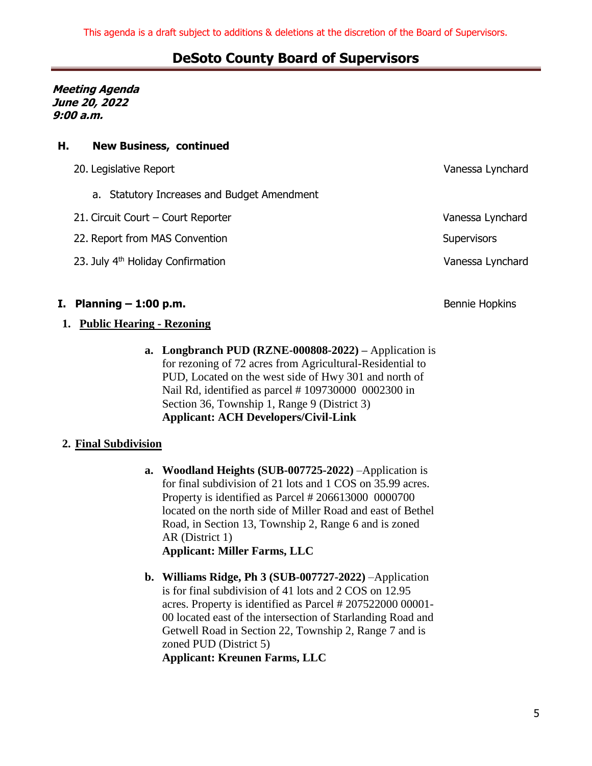This agenda is a draft subject to additions & deletions at the discretion of the Board of Supervisors.

# DeSoto County Board of Supervisors

***Meeting Agenda***
***June 20, 2022***
***9:00 a.m.***

## H. New Business, continued

20. Legislative Report — Vanessa Lynchard
    a. Statutory Increases and Budget Amendment
21. Circuit Court – Court Reporter — Vanessa Lynchard
22. Report from MAS Convention — Supervisors
23. July 4th Holiday Confirmation — Vanessa Lynchard

## I. Planning – 1:00 p.m. — Bennie Hopkins

**1. Public Hearing - Rezoning**

**a. Longbranch PUD (RZNE-000808-2022) –** Application is for rezoning of 72 acres from Agricultural-Residential to PUD, Located on the west side of Hwy 301 and north of Nail Rd, identified as parcel # 109730000 0002300 in Section 36, Township 1, Range 9 (District 3)
**Applicant: ACH Developers/Civil-Link**

**2. Final Subdivision**

**a. Woodland Heights (SUB-007725-2022)** –Application is for final subdivision of 21 lots and 1 COS on 35.99 acres. Property is identified as Parcel # 206613000 0000700 located on the north side of Miller Road and east of Bethel Road, in Section 13, Township 2, Range 6 and is zoned AR (District 1)
**Applicant: Miller Farms, LLC**

**b. Williams Ridge, Ph 3 (SUB-007727-2022)** –Application is for final subdivision of 41 lots and 2 COS on 12.95 acres. Property is identified as Parcel # 207522000 00001-00 located east of the intersection of Starlanding Road and Getwell Road in Section 22, Township 2, Range 7 and is zoned PUD (District 5)
**Applicant: Kreunen Farms, LLC**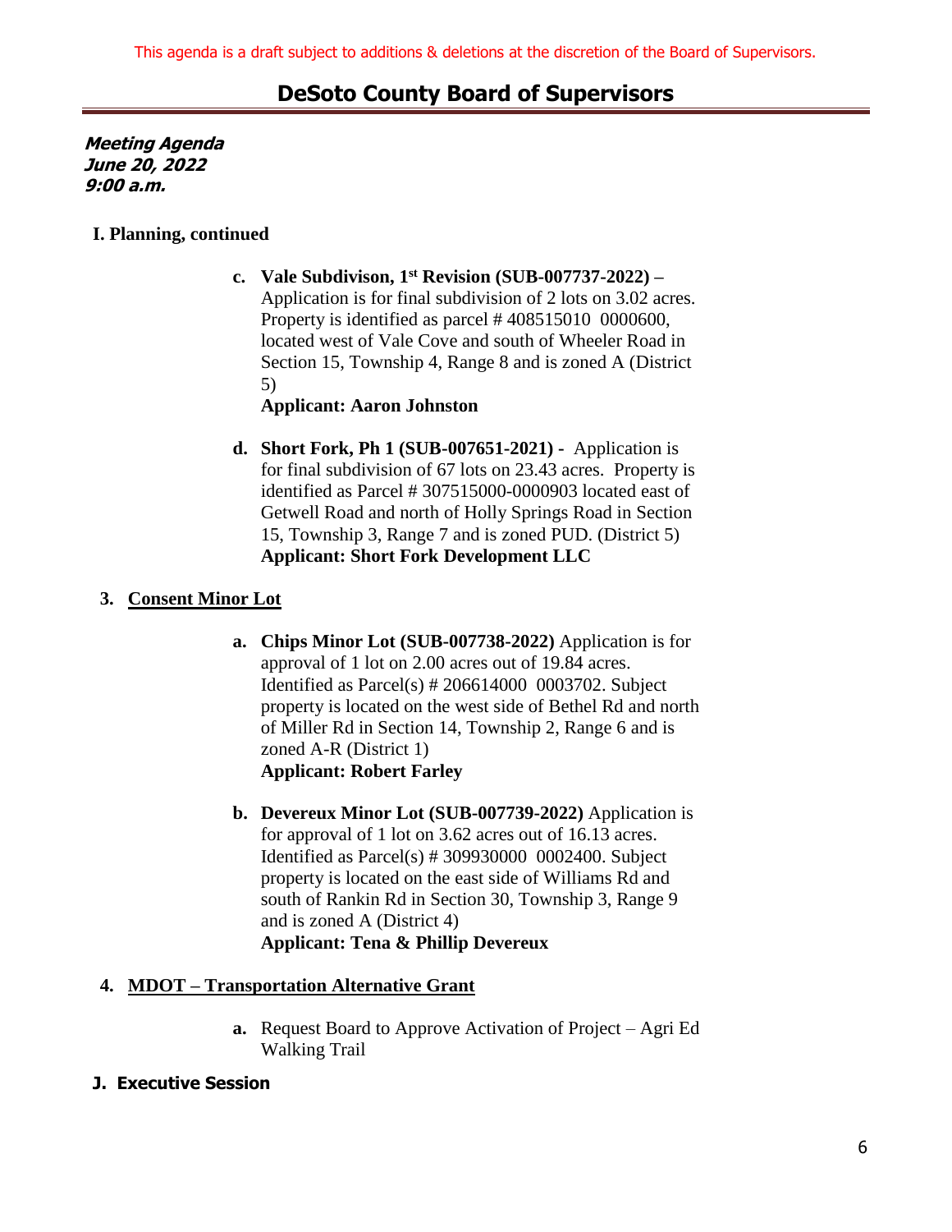This agenda is a draft subject to additions & deletions at the discretion of the Board of Supervisors.

# DeSoto County Board of Supervisors

***Meeting Agenda***
***June 20, 2022***
***9:00 a.m.***

**I. Planning, continued**

- **c. Vale Subdivison, 1st Revision (SUB-007737-2022) –** Application is for final subdivision of 2 lots on 3.02 acres. Property is identified as parcel # 408515010 0000600, located west of Vale Cove and south of Wheeler Road in Section 15, Township 4, Range 8 and is zoned A (District 5)
  **Applicant: Aaron Johnston**

- **d. Short Fork, Ph 1 (SUB-007651-2021) -** Application is for final subdivision of 67 lots on 23.43 acres. Property is identified as Parcel # 307515000-0000903 located east of Getwell Road and north of Holly Springs Road in Section 15, Township 3, Range 7 and is zoned PUD. (District 5)
  **Applicant: Short Fork Development LLC**

**3. <u>Consent Minor Lot</u>**

- **a. Chips Minor Lot (SUB-007738-2022)** Application is for approval of 1 lot on 2.00 acres out of 19.84 acres. Identified as Parcel(s) # 206614000 0003702. Subject property is located on the west side of Bethel Rd and north of Miller Rd in Section 14, Township 2, Range 6 and is zoned A-R (District 1)
  **Applicant: Robert Farley**

- **b. Devereux Minor Lot (SUB-007739-2022)** Application is for approval of 1 lot on 3.62 acres out of 16.13 acres. Identified as Parcel(s) # 309930000 0002400. Subject property is located on the east side of Williams Rd and south of Rankin Rd in Section 30, Township 3, Range 9 and is zoned A (District 4)
  **Applicant: Tena & Phillip Devereux**

**4. <u>MDOT – Transportation Alternative Grant</u>**

- **a.** Request Board to Approve Activation of Project – Agri Ed Walking Trail

**J. Executive Session**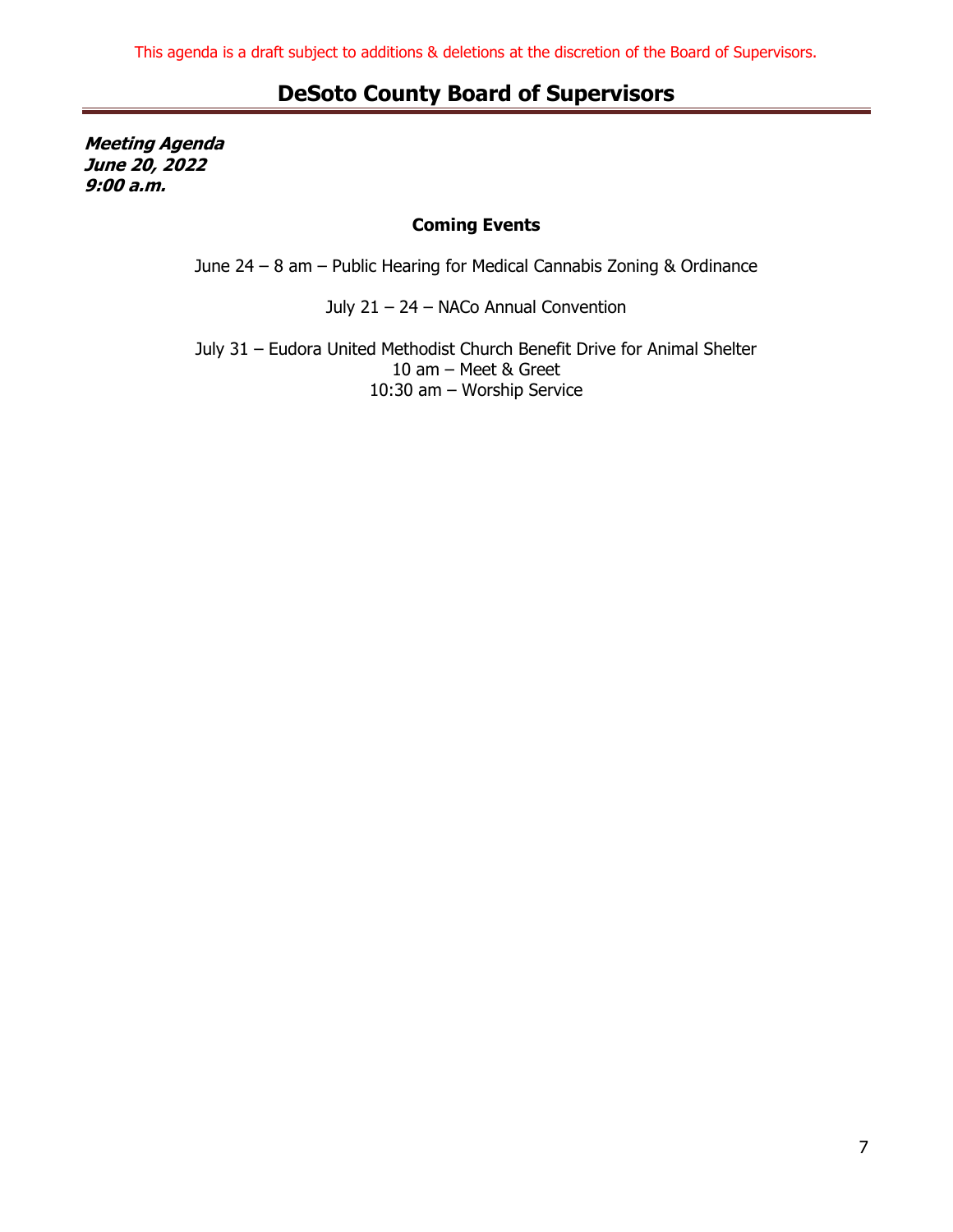This agenda is a draft subject to additions & deletions at the discretion of the Board of Supervisors.

# DeSoto County Board of Supervisors

***Meeting Agenda***
***June 20, 2022***
***9:00 a.m.***

**Coming Events**

June 24 – 8 am – Public Hearing for Medical Cannabis Zoning & Ordinance

July 21 – 24 – NACo Annual Convention

July 31 – Eudora United Methodist Church Benefit Drive for Animal Shelter
10 am – Meet & Greet
10:30 am – Worship Service